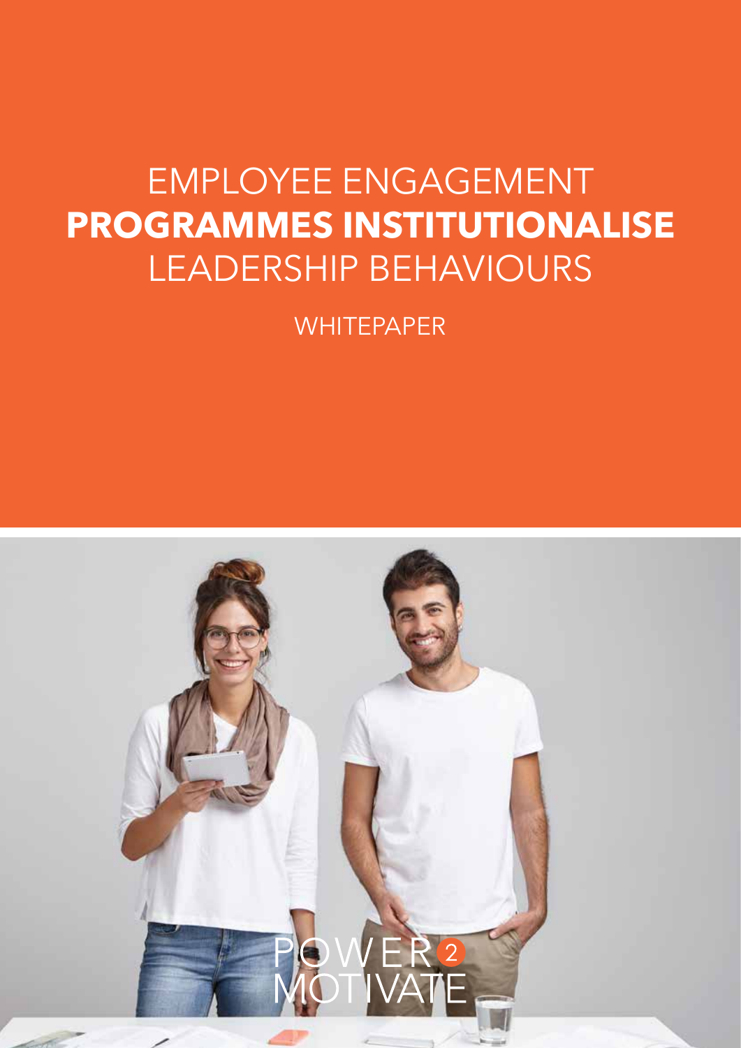# EMPLOYEE ENGAGEMENT **PROGRAMMES INSTITUTIONALISE** LEADERSHIP BEHAVIOURS

WHITEPAPER

POWER 2 MOTIVATE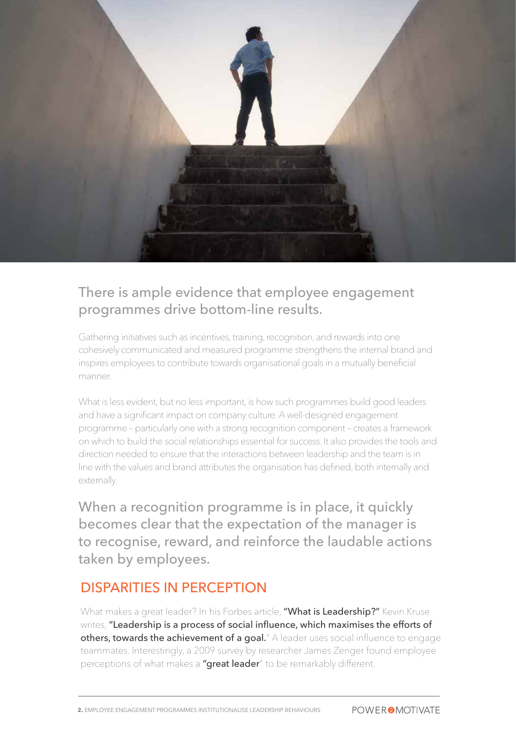## There is ample evidence that employee engagement programmes drive bottom-line results.

Gathering initiatives such as incentives, training, recognition, and rewards into one cohesively communicated and measured programme strengthens the internal brand and inspires employees to contribute towards organisational goals in a mutually beneficial manner.

What is less evident, but no less important, is how such programmes build good leaders and have a significant impact on company culture. A well-designed engagement programme – particularly one with a strong recognition component – creates a framework on which to build the social relationships essential for success. It also provides the tools and direction needed to ensure that the interactions between leadership and the team is in line with the values and brand attributes the organisation has defined, both internally and externally.

## When a recognition programme is in place, it quickly becomes clear that the expectation of the manager is to recognise, reward, and reinforce the laudable actions taken by employees.

## DISPARITIES IN PERCEPTION

What makes a great leader? In his Forbes article, **"What is Leadership?"** Kevin Kruse writes, **"Leadership is a process of social influence, which maximises the efforts of others, towards the achievement of a goal.**" A leader uses social influence to engage teammates. Interestingly, a 2009 survey by researcher James Zenger found employee perceptions of what makes a **"great leader**" to be remarkably different.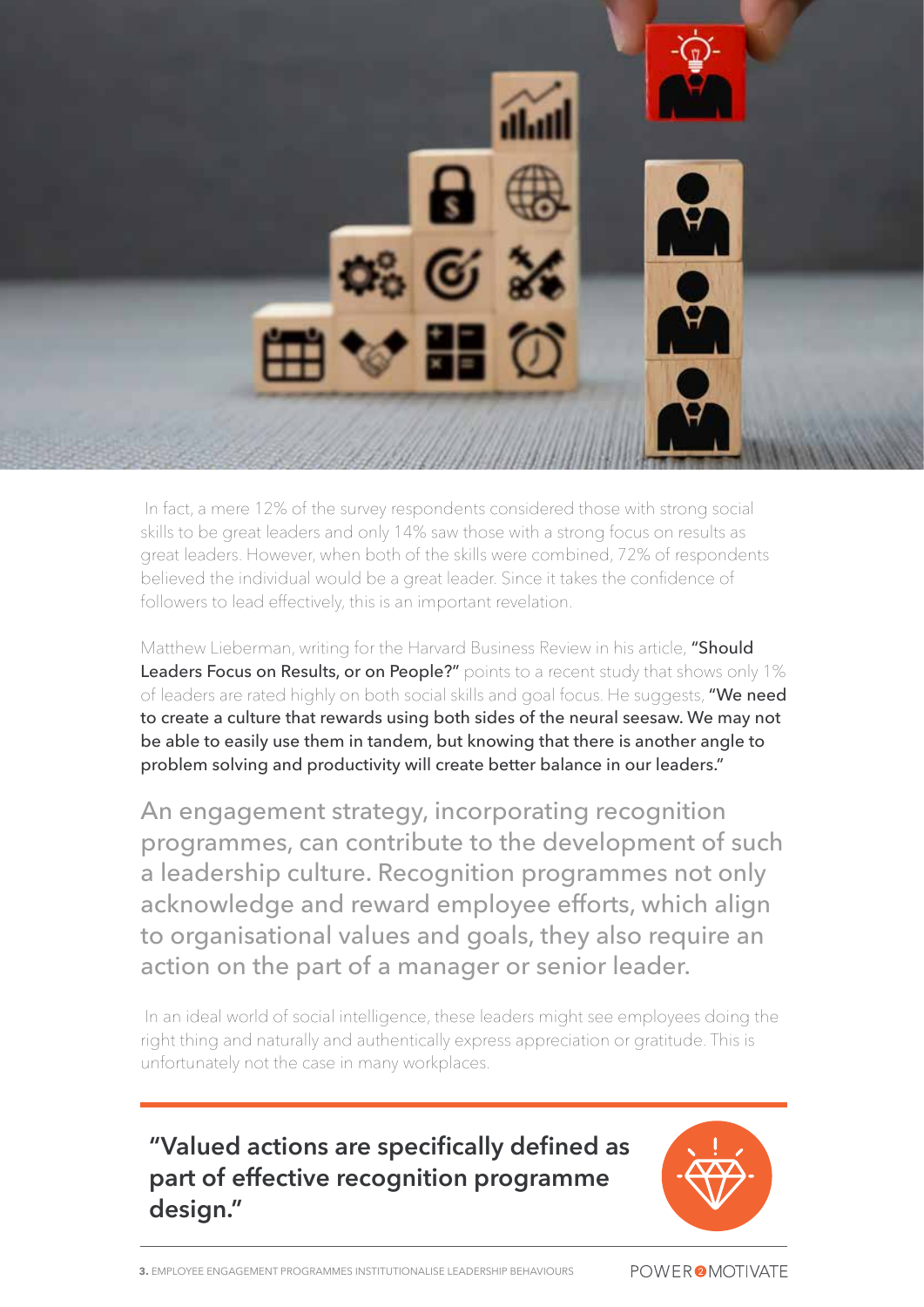In fact, a mere 12% of the survey respondents considered those with strong social skills to be great leaders and only 14% saw those with a strong focus on results as great leaders. However, when both of the skills were combined, 72% of respondents believed the individual would be a great leader. Since it takes the confidence of followers to lead effectively, this is an important revelation.

Matthew Lieberman, writing for the Harvard Business Review in his article, **"Should Leaders Focus on Results, or on People?"** points to a recent study that shows only 1% of leaders are rated highly on both social skills and goal focus. He suggests, **"We need to create a culture that rewards using both sides of the neural seesaw. We may not be able to easily use them in tandem, but knowing that there is another angle to problem solving and productivity will create better balance in our leaders."**

An engagement strategy, incorporating recognition programmes, can contribute to the development of such a leadership culture. Recognition programmes not only acknowledge and reward employee efforts, which align to organisational values and goals, they also require an action on the part of a manager or senior leader.

In an ideal world of social intelligence, these leaders might see employees doing the right thing and naturally and authentically express appreciation or gratitude. This is unfortunately not the case in many workplaces.

> **"Valued actions are specifically defined as part of effective recognition programme design."**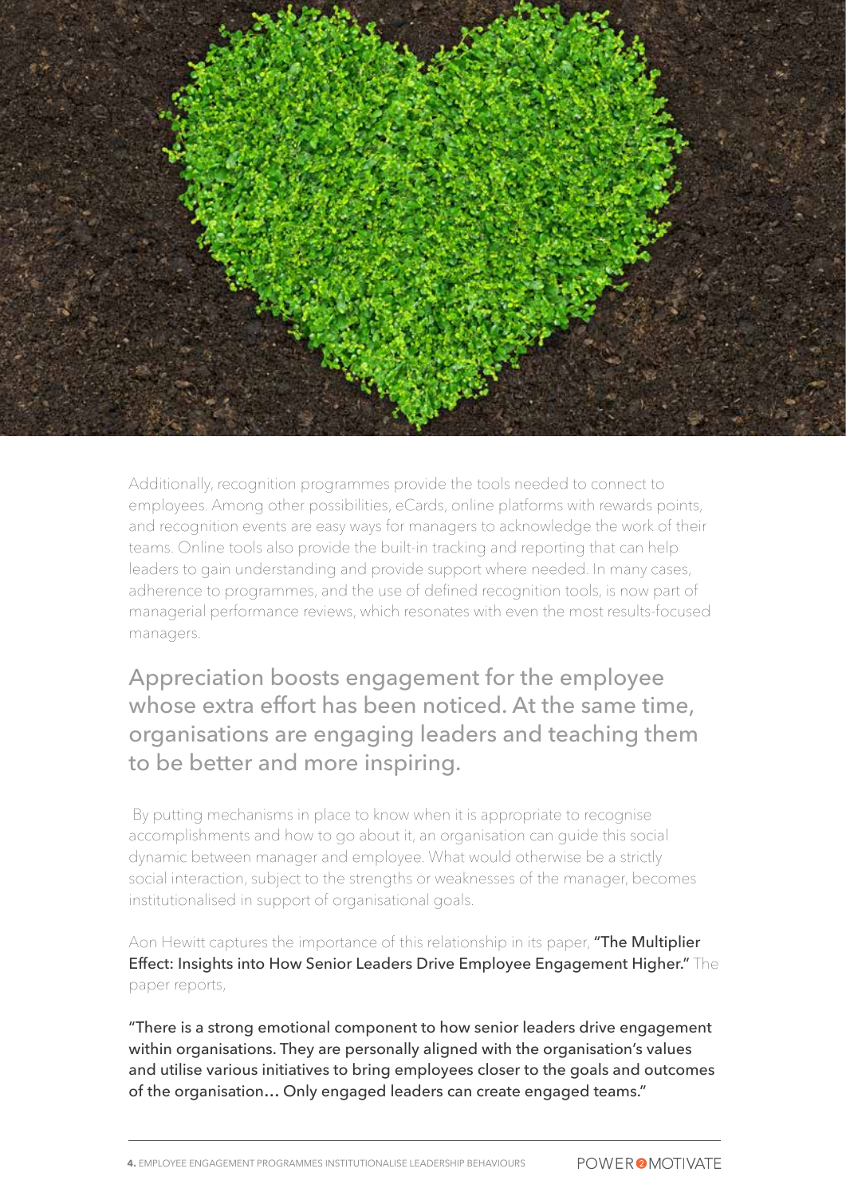Additionally, recognition programmes provide the tools needed to connect to employees. Among other possibilities, eCards, online platforms with rewards points, and recognition events are easy ways for managers to acknowledge the work of their teams. Online tools also provide the built-in tracking and reporting that can help leaders to gain understanding and provide support where needed. In many cases, adherence to programmes, and the use of defined recognition tools, is now part of managerial performance reviews, which resonates with even the most results-focused managers.

## Appreciation boosts engagement for the employee whose extra effort has been noticed. At the same time, organisations are engaging leaders and teaching them to be better and more inspiring.

By putting mechanisms in place to know when it is appropriate to recognise accomplishments and how to go about it, an organisation can guide this social dynamic between manager and employee. What would otherwise be a strictly social interaction, subject to the strengths or weaknesses of the manager, becomes institutionalised in support of organisational goals.

Aon Hewitt captures the importance of this relationship in its paper, **"The Multiplier Effect: Insights into How Senior Leaders Drive Employee Engagement Higher."** The paper reports,

"There is a strong emotional component to how senior leaders drive engagement within organisations. They are personally aligned with the organisation's values and utilise various initiatives to bring employees closer to the goals and outcomes of the organisation… Only engaged leaders can create engaged teams."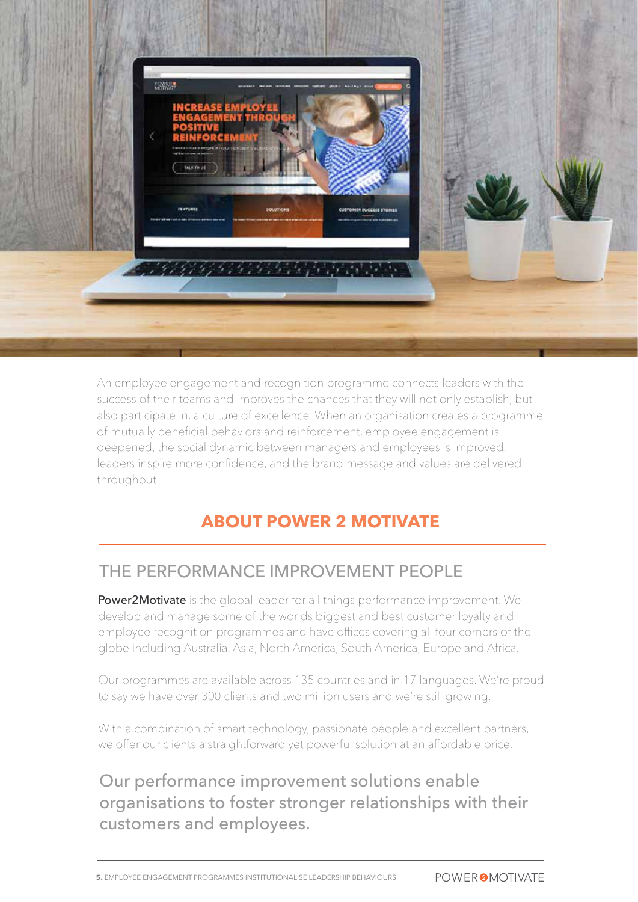An employee engagement and recognition programme connects leaders with the success of their teams and improves the chances that they will not only establish, but also participate in, a culture of excellence. When an organisation creates a programme of mutually beneficial behaviors and reinforcement, employee engagement is deepened, the social dynamic between managers and employees is improved, leaders inspire more confidence, and the brand message and values are delivered throughout.

## ABOUT POWER 2 MOTIVATE

### THE PERFORMANCE IMPROVEMENT PEOPLE

Power2Motivate is the global leader for all things performance improvement. We develop and manage some of the worlds biggest and best customer loyalty and employee recognition programmes and have offices covering all four corners of the globe including Australia, Asia, North America, South America, Europe and Africa.

Our programmes are available across 135 countries and in 17 languages. We're proud to say we have over 300 clients and two million users and we're still growing.

With a combination of smart technology, passionate people and excellent partners, we offer our clients a straightforward yet powerful solution at an affordable price.

Our performance improvement solutions enable organisations to foster stronger relationships with their customers and employees.